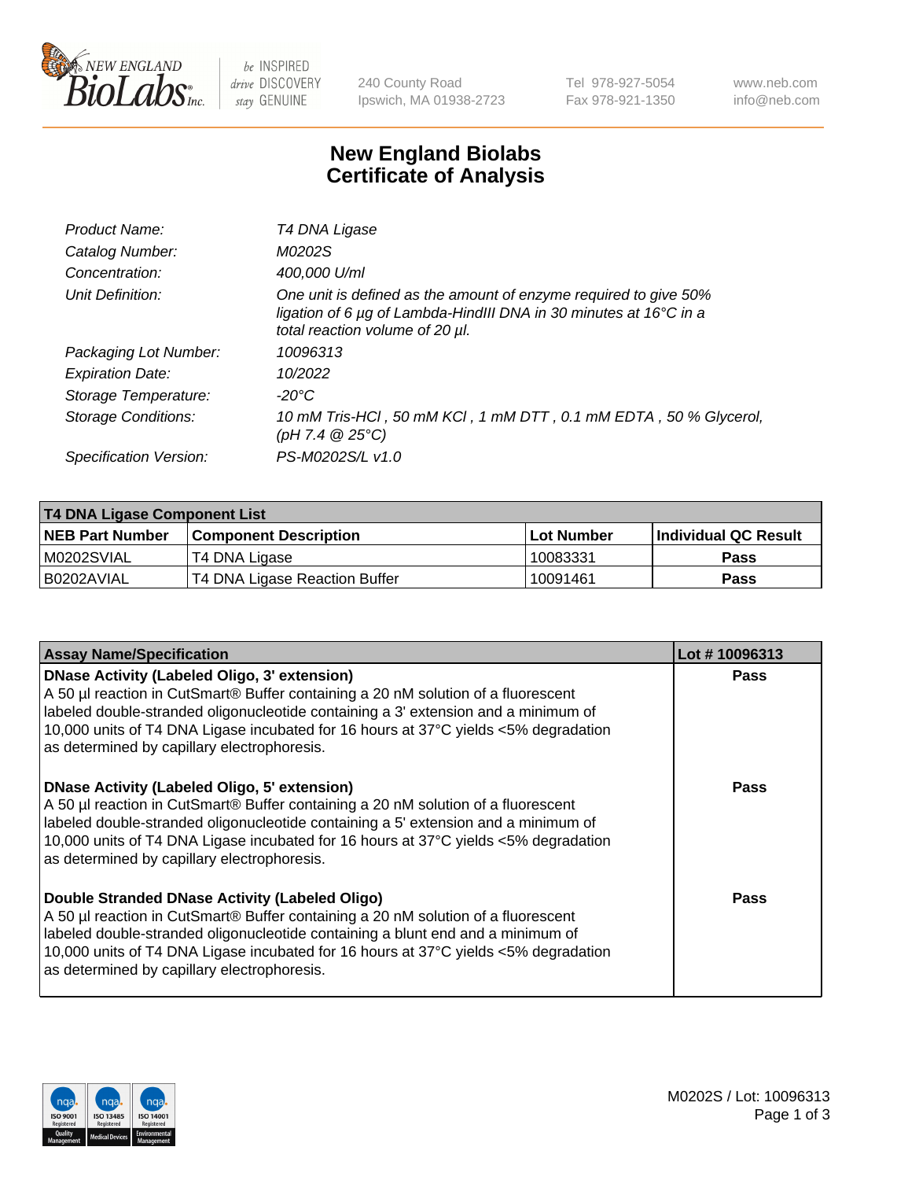# New England Biolabs Certificate of Analysis

| | |
|---|---|
| *Product Name:* | *T4 DNA Ligase* |
| *Catalog Number:* | *M0202S* |
| *Concentration:* | *400,000 U/ml* |
| *Unit Definition:* | *One unit is defined as the amount of enzyme required to give 50% ligation of 6 µg of Lambda-HindIII DNA in 30 minutes at 16°C in a total reaction volume of 20 µl.* |
| *Packaging Lot Number:* | *10096313* |
| *Expiration Date:* | *10/2022* |
| *Storage Temperature:* | *-20°C* |
| *Storage Conditions:* | *10 mM Tris-HCl , 50 mM KCl , 1 mM DTT , 0.1 mM EDTA , 50 % Glycerol, (pH 7.4 @ 25°C)* |
| *Specification Version:* | *PS-M0202S/L v1.0* |

| **T4 DNA Ligase Component List** | | | |
|---|---|---|---|
| **NEB Part Number** | **Component Description** | **Lot Number** | **Individual QC Result** |
| M0202SVIAL | T4 DNA Ligase | 10083331 | **Pass** |
| B0202AVIAL | T4 DNA Ligase Reaction Buffer | 10091461 | **Pass** |

| **Assay Name/Specification** | **Lot # 10096313** |
|---|---|
| **DNase Activity (Labeled Oligo, 3' extension)** A 50 µl reaction in CutSmart® Buffer containing a 20 nM solution of a fluorescent labeled double-stranded oligonucleotide containing a 3' extension and a minimum of 10,000 units of T4 DNA Ligase incubated for 16 hours at 37°C yields <5% degradation as determined by capillary electrophoresis. | **Pass** |
| **DNase Activity (Labeled Oligo, 5' extension)** A 50 µl reaction in CutSmart® Buffer containing a 20 nM solution of a fluorescent labeled double-stranded oligonucleotide containing a 5' extension and a minimum of 10,000 units of T4 DNA Ligase incubated for 16 hours at 37°C yields <5% degradation as determined by capillary electrophoresis. | **Pass** |
| **Double Stranded DNase Activity (Labeled Oligo)** A 50 µl reaction in CutSmart® Buffer containing a 20 nM solution of a fluorescent labeled double-stranded oligonucleotide containing a blunt end and a minimum of 10,000 units of T4 DNA Ligase incubated for 16 hours at 37°C yields <5% degradation as determined by capillary electrophoresis. | **Pass** |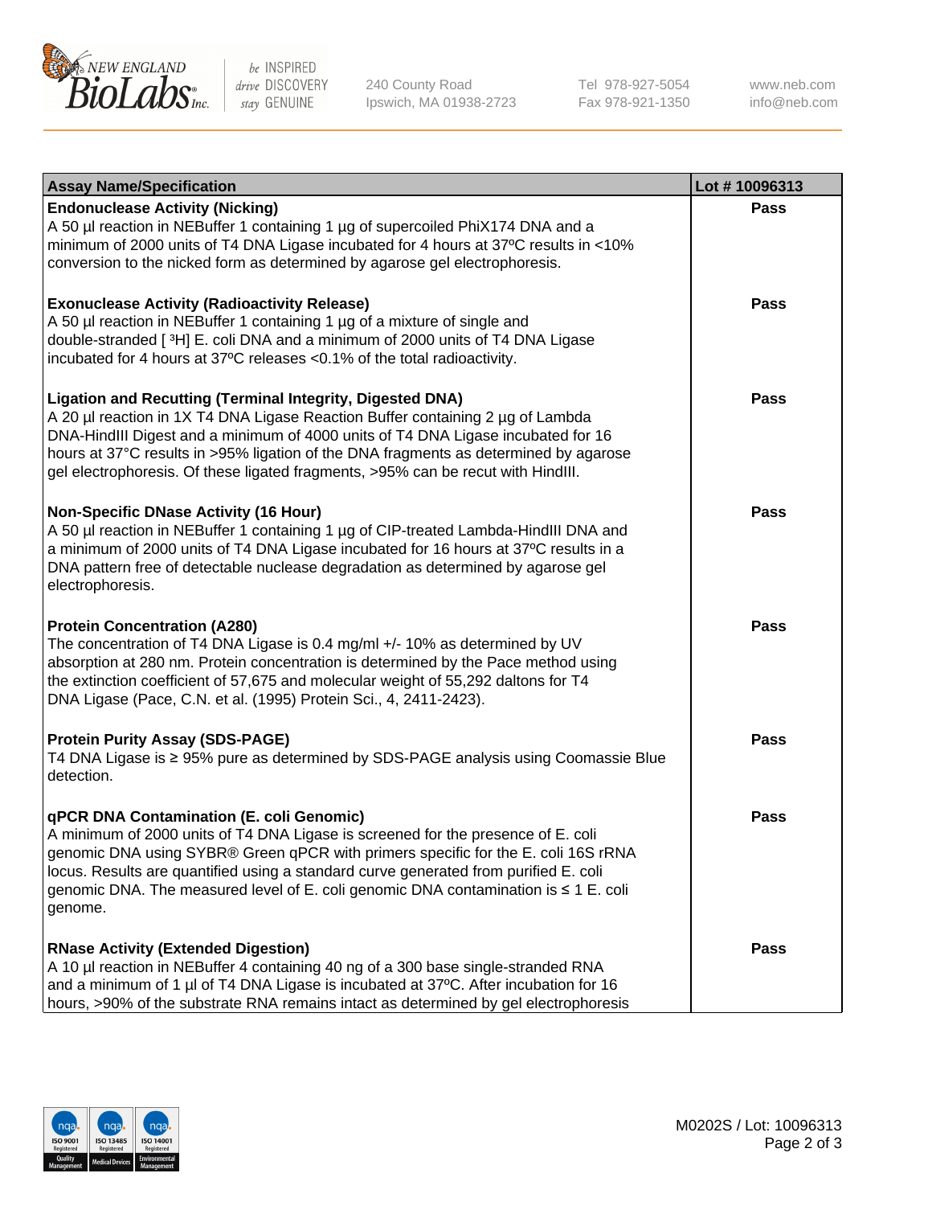| Assay Name/Specification | Lot # 10096313 |
| --- | --- |
| **Endonuclease Activity (Nicking)**<br>A 50 µl reaction in NEBuffer 1 containing 1 µg of supercoiled PhiX174 DNA and a minimum of 2000 units of T4 DNA Ligase incubated for 4 hours at 37ºC results in <10% conversion to the nicked form as determined by agarose gel electrophoresis. | Pass |
| **Exonuclease Activity (Radioactivity Release)**<br>A 50 µl reaction in NEBuffer 1 containing 1 µg of a mixture of single and double-stranded [ $^{3}$H] E. coli DNA and a minimum of 2000 units of T4 DNA Ligase incubated for 4 hours at 37ºC releases <0.1% of the total radioactivity. | Pass |
| **Ligation and Recutting (Terminal Integrity, Digested DNA)**<br>A 20 µl reaction in 1X T4 DNA Ligase Reaction Buffer containing 2 µg of Lambda DNA-HindIII Digest and a minimum of 4000 units of T4 DNA Ligase incubated for 16 hours at 37°C results in >95% ligation of the DNA fragments as determined by agarose gel electrophoresis. Of these ligated fragments, >95% can be recut with HindIII. | Pass |
| **Non-Specific DNase Activity (16 Hour)**<br>A 50 µl reaction in NEBuffer 1 containing 1 µg of CIP-treated Lambda-HindIII DNA and a minimum of 2000 units of T4 DNA Ligase incubated for 16 hours at 37ºC results in a DNA pattern free of detectable nuclease degradation as determined by agarose gel electrophoresis. | Pass |
| **Protein Concentration (A280)**<br>The concentration of T4 DNA Ligase is 0.4 mg/ml +/- 10% as determined by UV absorption at 280 nm. Protein concentration is determined by the Pace method using the extinction coefficient of 57,675 and molecular weight of 55,292 daltons for T4 DNA Ligase (Pace, C.N. et al. (1995) Protein Sci., 4, 2411-2423). | Pass |
| **Protein Purity Assay (SDS-PAGE)**<br>T4 DNA Ligase is ≥ 95% pure as determined by SDS-PAGE analysis using Coomassie Blue detection. | Pass |
| **qPCR DNA Contamination (E. coli Genomic)**<br>A minimum of 2000 units of T4 DNA Ligase is screened for the presence of E. coli genomic DNA using SYBR® Green qPCR with primers specific for the E. coli 16S rRNA locus. Results are quantified using a standard curve generated from purified E. coli genomic DNA. The measured level of E. coli genomic DNA contamination is ≤ 1 E. coli genome. | Pass |
| **RNase Activity (Extended Digestion)**<br>A 10 µl reaction in NEBuffer 4 containing 40 ng of a 300 base single-stranded RNA and a minimum of 1 µl of T4 DNA Ligase is incubated at 37ºC. After incubation for 16 hours, >90% of the substrate RNA remains intact as determined by gel electrophoresis | Pass |

M0202S / Lot: 10096313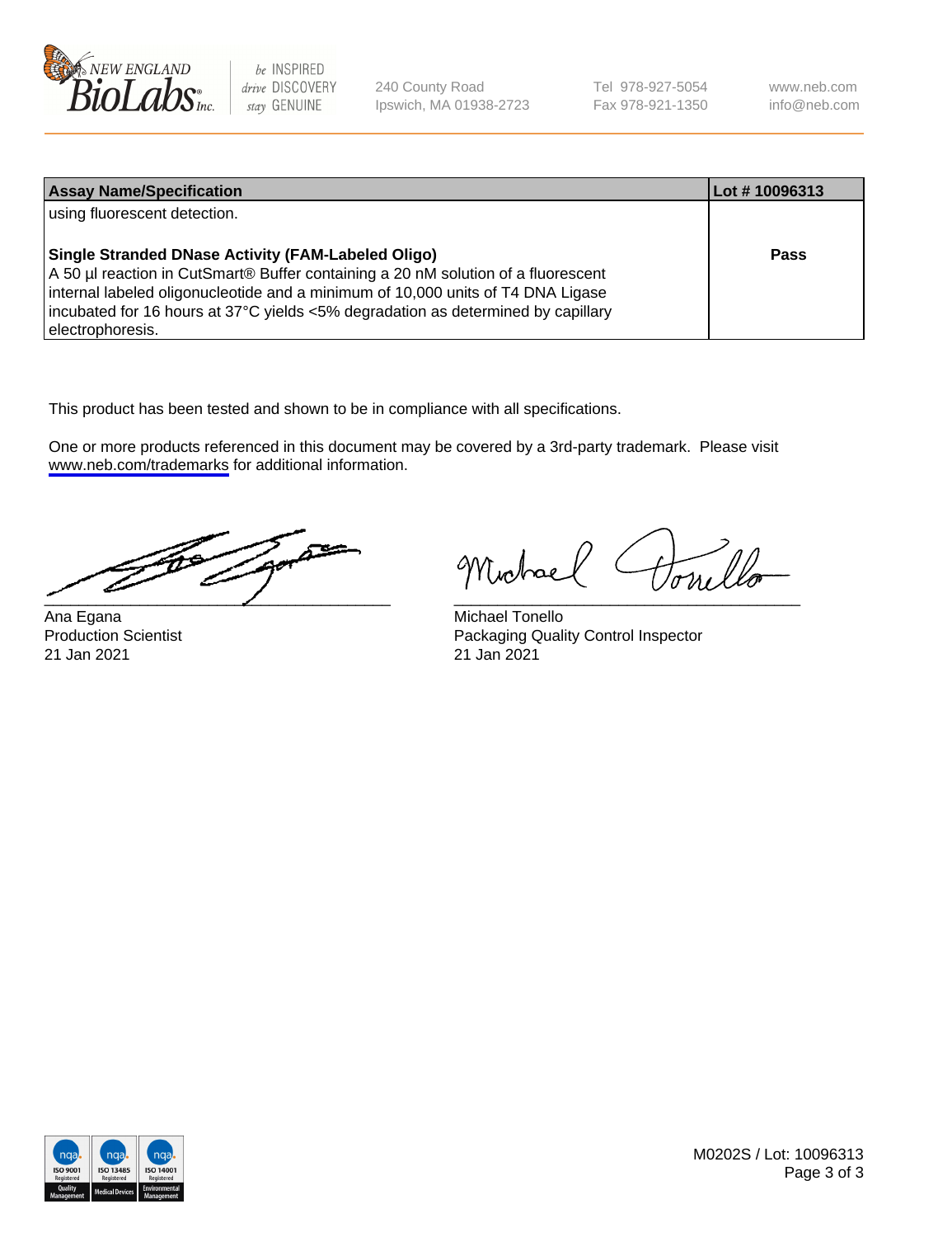| Assay Name/Specification | Lot # 10096313 |
| --- | --- |
| using fluorescent detection. | |
| **Single Stranded DNase Activity (FAM-Labeled Oligo)**<br>A 50 µl reaction in CutSmart® Buffer containing a 20 nM solution of a fluorescent internal labeled oligonucleotide and a minimum of 10,000 units of T4 DNA Ligase incubated for 16 hours at 37°C yields <5% degradation as determined by capillary electrophoresis. | **Pass** |

This product has been tested and shown to be in compliance with all specifications.

One or more products referenced in this document may be covered by a 3rd-party trademark. Please visit www.neb.com/trademarks for additional information.

Ana Egana
Production Scientist
21 Jan 2021

Michael Tonello
Packaging Quality Control Inspector
21 Jan 2021

M0202S / Lot: 10096313